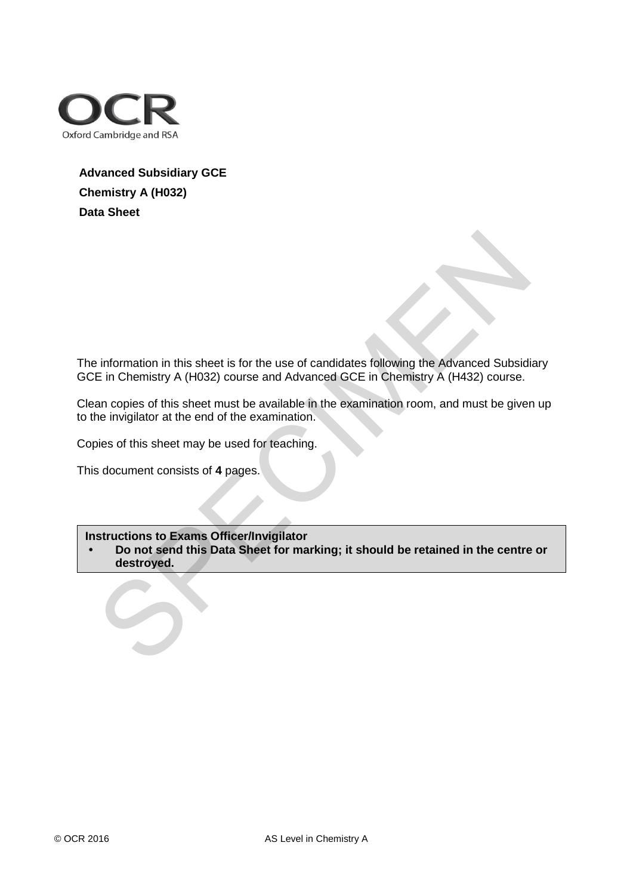OCR

Oxford Cambridge and RSA

**Advanced Subsidiary GCE**

**Chemistry A (H032)**

**Data Sheet**

The information in this sheet is for the use of candidates following the Advanced Subsidiary GCE in Chemistry A (H032) course and Advanced GCE in Chemistry A (H432) course.

Clean copies of this sheet must be available in the examination room, and must be given up to the invigilator at the end of the examination.

Copies of this sheet may be used for teaching.

This document consists of **4** pages.

**Instructions to Exams Officer/Invigilator**

- **Do not send this Data Sheet for marking; it should be retained in the centre or destroyed.**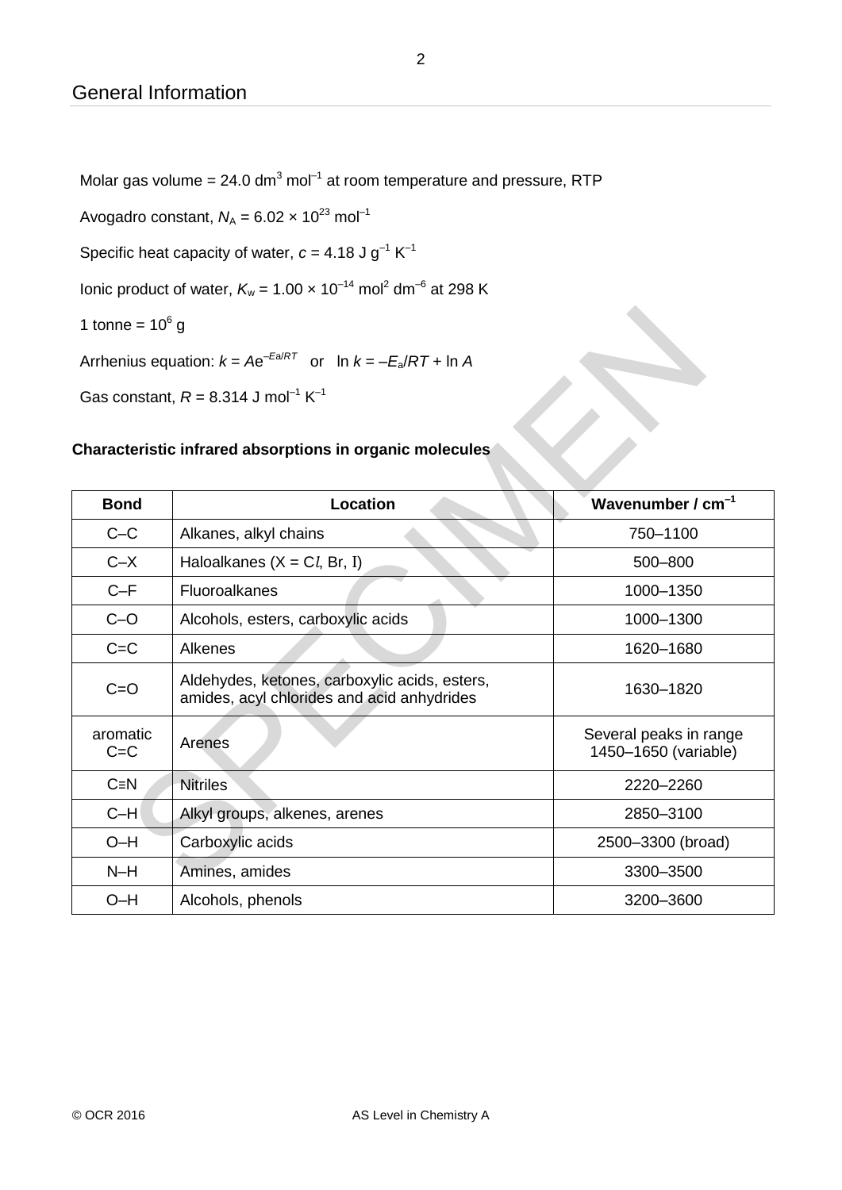## General Information

Molar gas volume = 24.0 $dm^3\ mol^{-1}$ at room temperature and pressure, RTP

Avogadro constant, $N_A = 6.02 \times 10^{23}\ mol^{-1}$

Specific heat capacity of water, $c = 4.18\ J\ g^{-1}\ K^{-1}$

Ionic product of water, $K_w = 1.00 \times 10^{-14}\ mol^2\ dm^{-6}$ at 298 K

1 tonne = $10^6$ g

Arrhenius equation: $k = Ae^{-E_a/RT}$ or $\ln k = -E_a/RT + \ln A$

Gas constant, $R = 8.314\ J\ mol^{-1}\ K^{-1}$

**Characteristic infrared absorptions in organic molecules**

| Bond | Location | Wavenumber / $cm^{-1}$ |
|---|---|---|
| C–C | Alkanes, alkyl chains | 750–1100 |
| C–X | Haloalkanes (X = Cl, Br, I) | 500–800 |
| C–F | Fluoroalkanes | 1000–1350 |
| C–O | Alcohols, esters, carboxylic acids | 1000–1300 |
| C=C | Alkenes | 1620–1680 |
| C=O | Aldehydes, ketones, carboxylic acids, esters, amides, acyl chlorides and acid anhydrides | 1630–1820 |
| aromatic C=C | Arenes | Several peaks in range 1450–1650 (variable) |
| C≡N | Nitriles | 2220–2260 |
| C–H | Alkyl groups, alkenes, arenes | 2850–3100 |
| O–H | Carboxylic acids | 2500–3300 (broad) |
| N–H | Amines, amides | 3300–3500 |
| O–H | Alcohols, phenols | 3200–3600 |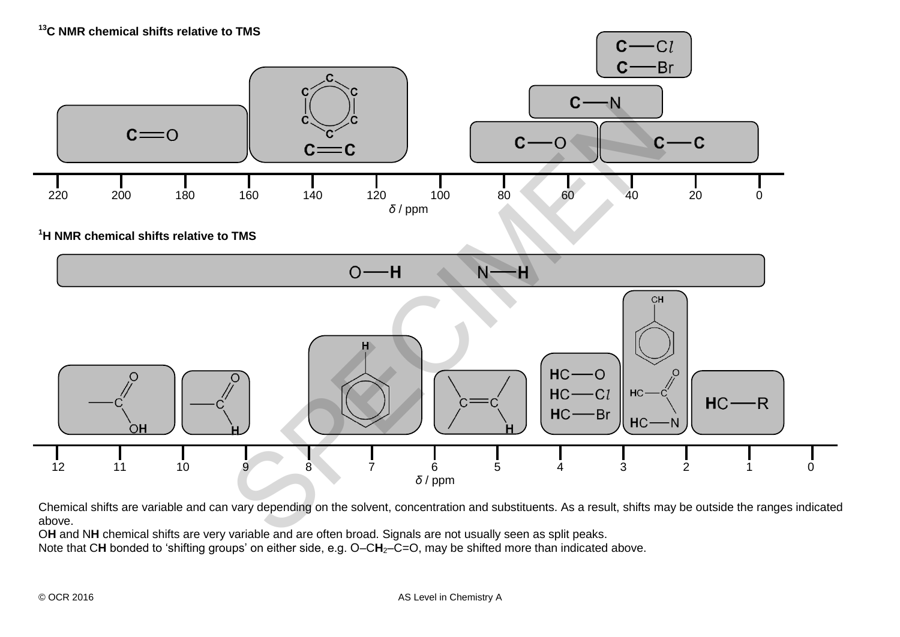## $^{13}C$ NMR chemical shifts relative to TMS

| Group | Approximate range of $\delta$ / ppm |
| --- | --- |
| C—C*l*, C—Br | 30 – 70 |
| C—N | 35 – 75 |
| C—O | 50 – 90 |
| C—C | 0 – 50 |
| Aromatic C (benzene ring), C=C | 100 – 160 |
| C=O | 160 – 220 |

*δ* / ppm scale: 220, 200, 180, 160, 140, 120, 100, 80, 60, 40, 20, 0

## $^1H$ NMR chemical shifts relative to TMS

| Group | Approximate range of $\delta$ / ppm |
| --- | --- |
| O—H, N—H | 0.5 – 12 |
| Carboxylic acid (—COO**H**) | 10 – 12 |
| Aldehyde (—CHO) | 9 – 10 |
| Aromatic (benzene ring **H**) | 6 – 8 |
| Alkene (C=C—**H**) | 4.5 – 6 |
| **H**C—O, **H**C—C*l*, **H**C—Br | 3 – 4.3 |
| **H**C attached to benzene ring, **H**C—C=O, **H**C—N | 2 – 3 |
| **H**C—R | 0.5 – 2 |

*δ* / ppm scale: 12, 11, 10, 9, 8, 7, 6, 5, 4, 3, 2, 1, 0

Chemical shifts are variable and can vary depending on the solvent, concentration and substituents. As a result, shifts may be outside the ranges indicated above.

O**H** and N**H** chemical shifts are very variable and are often broad. Signals are not usually seen as split peaks.

Note that C**H** bonded to 'shifting groups' on either side, e.g. O–C$H_2$–C=O, may be shifted more than indicated above.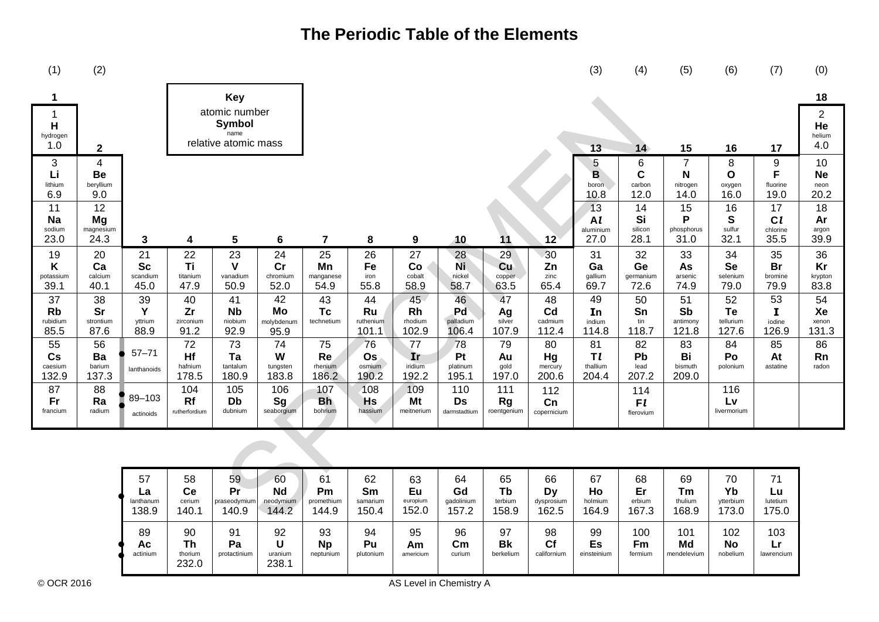# The Periodic Table of the Elements

Key: atomic number / **Symbol** / name / relative atomic mass

| (1) 1 | (2) 2 | 3 | 4 | 5 | 6 | 7 | 8 | 9 | 10 | 11 | 12 | (3) 13 | (4) 14 | (5) 15 | (6) 16 | (7) 17 | (0) 18 |
|---|---|---|---|---|---|---|---|---|---|---|---|---|---|---|---|---|---|
| 1 **H** hydrogen 1.0 | | | | | | | | | | | | | | | | | 2 **He** helium 4.0 |
| 3 **Li** lithium 6.9 | 4 **Be** beryllium 9.0 | | | | | | | | | | | 5 **B** boron 10.8 | 6 **C** carbon 12.0 | 7 **N** nitrogen 14.0 | 8 **O** oxygen 16.0 | 9 **F** fluorine 19.0 | 10 **Ne** neon 20.2 |
| 11 **Na** sodium 23.0 | 12 **Mg** magnesium 24.3 | | | | | | | | | | | 13 **Al** aluminium 27.0 | 14 **Si** silicon 28.1 | 15 **P** phosphorus 31.0 | 16 **S** sulfur 32.1 | 17 **Cl** chlorine 35.5 | 18 **Ar** argon 39.9 |
| 19 **K** potassium 39.1 | 20 **Ca** calcium 40.1 | 21 **Sc** scandium 45.0 | 22 **Ti** titanium 47.9 | 23 **V** vanadium 50.9 | 24 **Cr** chromium 52.0 | 25 **Mn** manganese 54.9 | 26 **Fe** iron 55.8 | 27 **Co** cobalt 58.9 | 28 **Ni** nickel 58.7 | 29 **Cu** copper 63.5 | 30 **Zn** zinc 65.4 | 31 **Ga** gallium 69.7 | 32 **Ge** germanium 72.6 | 33 **As** arsenic 74.9 | 34 **Se** selenium 79.0 | 35 **Br** bromine 79.9 | 36 **Kr** krypton 83.8 |
| 37 **Rb** rubidium 85.5 | 38 **Sr** strontium 87.6 | 39 **Y** yttrium 88.9 | 40 **Zr** zirconium 91.2 | 41 **Nb** niobium 92.9 | 42 **Mo** molybdenum 95.9 | 43 **Tc** technetium | 44 **Ru** ruthenium 101.1 | 45 **Rh** rhodium 102.9 | 46 **Pd** palladium 106.4 | 47 **Ag** silver 107.9 | 48 **Cd** cadmium 112.4 | 49 **In** indium 114.8 | 50 **Sn** tin 118.7 | 51 **Sb** antimony 121.8 | 52 **Te** tellurium 127.6 | 53 **I** iodine 126.9 | 54 **Xe** xenon 131.3 |
| 55 **Cs** caesium 132.9 | 56 **Ba** barium 137.3 | 57–71 lanthanoids | 72 **Hf** hafnium 178.5 | 73 **Ta** tantalum 180.9 | 74 **W** tungsten 183.8 | 75 **Re** rhenium 186.2 | 76 **Os** osmium 190.2 | 77 **Ir** iridium 192.2 | 78 **Pt** platinum 195.1 | 79 **Au** gold 197.0 | 80 **Hg** mercury 200.6 | 81 **Tl** thallium 204.4 | 82 **Pb** lead 207.2 | 83 **Bi** bismuth 209.0 | 84 **Po** polonium | 85 **At** astatine | 86 **Rn** radon |
| 87 **Fr** francium | 88 **Ra** radium | 89–103 actinoids | 104 **Rf** rutherfordium | 105 **Db** dubnium | 106 **Sg** seaborgium | 107 **Bh** bohrium | 108 **Hs** hassium | 109 **Mt** meitnerium | 110 **Ds** darmstadtium | 111 **Rg** roentgenium | 112 **Cn** copernicium | | 114 **Fl** flerovium | | 116 **Lv** livermorium | | |

| | | | | | | | | | | | | | | |
|---|---|---|---|---|---|---|---|---|---|---|---|---|---|---|
| 57 **La** lanthanum 138.9 | 58 **Ce** cerium 140.1 | 59 **Pr** praseodymium 140.9 | 60 **Nd** neodymium 144.2 | 61 **Pm** promethium 144.9 | 62 **Sm** samarium 150.4 | 63 **Eu** europium 152.0 | 64 **Gd** gadolinium 157.2 | 65 **Tb** terbium 158.9 | 66 **Dy** dysprosium 162.5 | 67 **Ho** holmium 164.9 | 68 **Er** erbium 167.3 | 69 **Tm** thulium 168.9 | 70 **Yb** ytterbium 173.0 | 71 **Lu** lutetium 175.0 |
| 89 **Ac** actinium | 90 **Th** thorium 232.0 | 91 **Pa** protactinium | 92 **U** uranium 238.1 | 93 **Np** neptunium | 94 **Pu** plutonium | 95 **Am** americium | 96 **Cm** curium | 97 **Bk** berkelium | 98 **Cf** californium | 99 **Es** einsteinium | 100 **Fm** fermium | 101 **Md** mendelevium | 102 **No** nobelium | 103 **Lr** lawrencium |

© OCR 2016 AS Level in Chemistry A